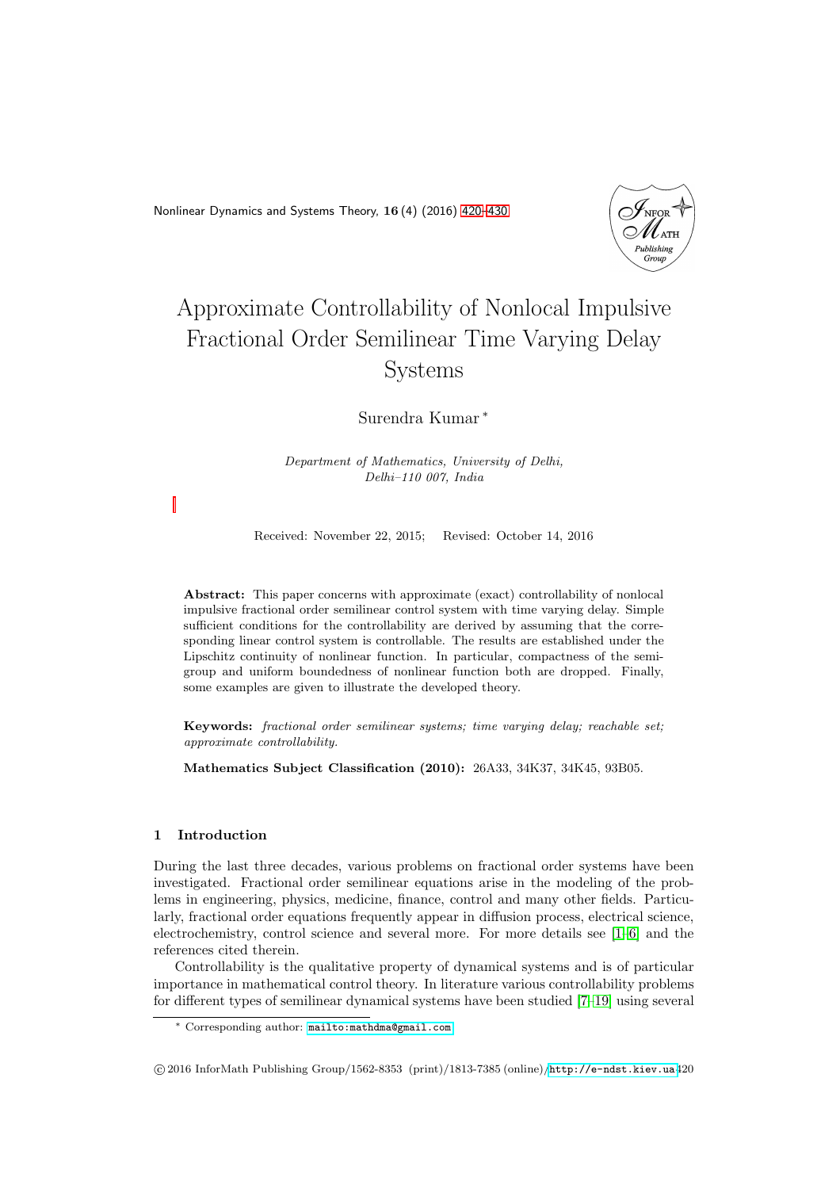# Approximate Controllability of Nonlocal Impulsive Fractional Order Semilinear Time Varying Delay Systems

Surendra Kumar *

*Department of Mathematics, University of Delhi, Delhi–110 007, India*

Received: November 22, 2015; Revised: October 14, 2016

**Abstract:** This paper concerns with approximate (exact) controllability of nonlocal impulsive fractional order semilinear control system with time varying delay. Simple sufficient conditions for the controllability are derived by assuming that the corresponding linear control system is controllable. The results are established under the Lipschitz continuity of nonlinear function. In particular, compactness of the semigroup and uniform boundedness of nonlinear function both are dropped. Finally, some examples are given to illustrate the developed theory.

**Keywords:** *fractional order semilinear systems; time varying delay; reachable set; approximate controllability.*

**Mathematics Subject Classification (2010):** 26A33, 34K37, 34K45, 93B05.

## 1 Introduction

During the last three decades, various problems on fractional order systems have been investigated. Fractional order semilinear equations arise in the modeling of the problems in engineering, physics, medicine, finance, control and many other fields. Particularly, fractional order equations frequently appear in diffusion process, electrical science, electrochemistry, control science and several more. For more details see [1–6] and the references cited therein.

Controllability is the qualitative property of dynamical systems and is of particular importance in mathematical control theory. In literature various controllability problems for different types of semilinear dynamical systems have been studied [7–19] using several

* Corresponding author: mailto:mathdma@gmail.com

© 2016 InforMath Publishing Group/1562-8353 (print)/1813-7385 (online)/http://e-ndst.kiev.ua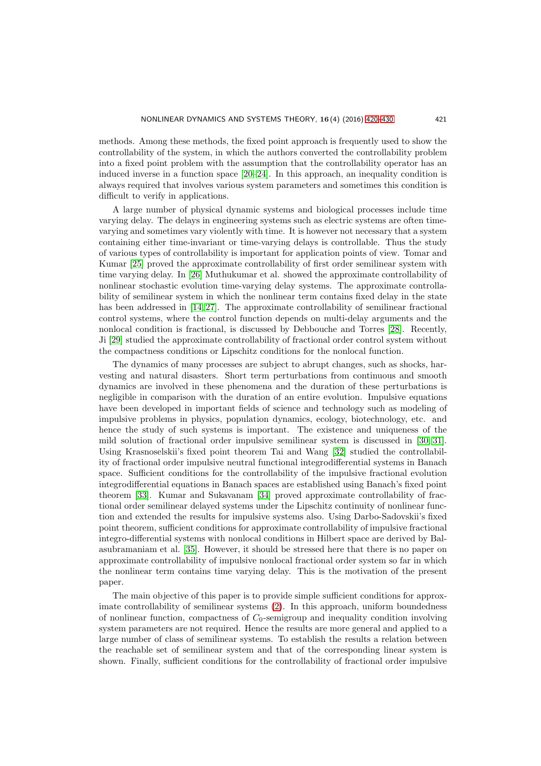methods. Among these methods, the fixed point approach is frequently used to show the controllability of the system, in which the authors converted the controllability problem into a fixed point problem with the assumption that the controllability operator has an induced inverse in a function space [20]-[24]. In this approach, an inequality condition is always required that involves various system parameters and sometimes this condition is difficult to verify in applications.

A large number of physical dynamic systems and biological processes include time varying delay. The delays in engineering systems such as electric systems are often time-varying and sometimes vary violently with time. It is however not necessary that a system containing either time-invariant or time-varying delays is controllable. Thus the study of various types of controllability is important for application points of view. Tomar and Kumar [25] proved the approximate controllability of first order semilinear system with time varying delay. In [26] Muthukumar et al. showed the approximate controllability of nonlinear stochastic evolution time-varying delay systems. The approximate controllability of semilinear system in which the nonlinear term contains fixed delay in the state has been addressed in [14,27]. The approximate controllability of semilinear fractional control systems, where the control function depends on multi-delay arguments and the nonlocal condition is fractional, is discussed by Debbouche and Torres [28]. Recently, Ji [29] studied the approximate controllability of fractional order control system without the compactness conditions or Lipschitz conditions for the nonlocal function.

The dynamics of many processes are subject to abrupt changes, such as shocks, harvesting and natural disasters. Short term perturbations from continuous and smooth dynamics are involved in these phenomena and the duration of these perturbations is negligible in comparison with the duration of an entire evolution. Impulsive equations have been developed in important fields of science and technology such as modeling of impulsive problems in physics, population dynamics, ecology, biotechnology, etc. and hence the study of such systems is important. The existence and uniqueness of the mild solution of fractional order impulsive semilinear system is discussed in [30,31]. Using Krasnoselskii's fixed point theorem Tai and Wang [32] studied the controllability of fractional order impulsive neutral functional integrodifferential systems in Banach space. Sufficient conditions for the controllability of the impulsive fractional evolution integrodifferential equations in Banach spaces are established using Banach's fixed point theorem [33]. Kumar and Sukavanam [34] proved approximate controllability of fractional order semilinear delayed systems under the Lipschitz continuity of nonlinear function and extended the results for impulsive systems also. Using Darbo-Sadovskii's fixed point theorem, sufficient conditions for approximate controllability of impulsive fractional integro-differential systems with nonlocal conditions in Hilbert space are derived by Balasubramaniam et al. [35]. However, it should be stressed here that there is no paper on approximate controllability of impulsive nonlocal fractional order system so far in which the nonlinear term contains time varying delay. This is the motivation of the present paper.

The main objective of this paper is to provide simple sufficient conditions for approximate controllability of semilinear systems (2). In this approach, uniform boundedness of nonlinear function, compactness of $C_0$-semigroup and inequality condition involving system parameters are not required. Hence the results are more general and applied to a large number of class of semilinear systems. To establish the results a relation between the reachable set of semilinear system and that of the corresponding linear system is shown. Finally, sufficient conditions for the controllability of fractional order impulsive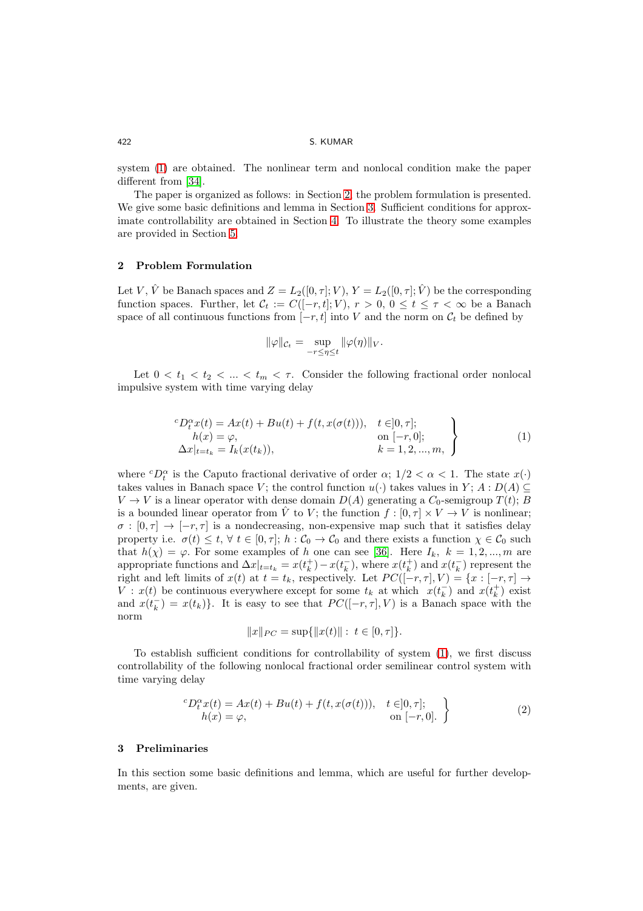system (1) are obtained. The nonlinear term and nonlocal condition make the paper different from [34].

The paper is organized as follows: in Section 2, the problem formulation is presented. We give some basic definitions and lemma in Section 3. Sufficient conditions for approximate controllability are obtained in Section 4. To illustrate the theory some examples are provided in Section 5.

## 2 Problem Formulation

Let $V$, $\hat{V}$ be Banach spaces and $Z = L_2([0,\tau];V)$, $Y = L_2([0,\tau];\hat{V})$ be the corresponding function spaces. Further, let $\mathcal{C}_t := C([-r,t];V)$, $r > 0$, $0 \leq t \leq \tau < \infty$ be a Banach space of all continuous functions from $[-r,t]$ into $V$ and the norm on $\mathcal{C}_t$ be defined by

$$\|\varphi\|_{\mathcal{C}_t} = \sup_{-r \leq \eta \leq t} \|\varphi(\eta)\|_V.$$

Let $0 < t_1 < t_2 < ... < t_m < \tau$. Consider the following fractional order nonlocal impulsive system with time varying delay

$$\left.\begin{array}{ll} {}^cD_t^\alpha x(t) = Ax(t) + Bu(t) + f(t, x(\sigma(t))), & t \in ]0,\tau]; \\ h(x) = \varphi, & \text{on } [-r,0]; \\ \Delta x|_{t=t_k} = I_k(x(t_k)), & k = 1,2,...,m, \end{array}\right\} \tag{1}$$

where ${}^cD_t^\alpha$ is the Caputo fractional derivative of order $\alpha$; $1/2 < \alpha < 1$. The state $x(\cdot)$ takes values in Banach space $V$; the control function $u(\cdot)$ takes values in $Y$; $A : D(A) \subseteq V \to V$ is a linear operator with dense domain $D(A)$ generating a $C_0$-semigroup $T(t)$; $B$ is a bounded linear operator from $\hat{V}$ to $V$; the function $f : [0,\tau] \times V \to V$ is nonlinear; $\sigma : [0,\tau] \to [-r,\tau]$ is a nondecreasing, non-expensive map such that it satisfies delay property i.e. $\sigma(t) \leq t$, $\forall\, t \in [0,\tau]$; $h : \mathcal{C}_0 \to \mathcal{C}_0$ and there exists a function $\chi \in \mathcal{C}_0$ such that $h(\chi) = \varphi$. For some examples of $h$ one can see [36]. Here $I_k$, $k = 1,2,...,m$ are appropriate functions and $\Delta x|_{t=t_k} = x(t_k^+) - x(t_k^-)$, where $x(t_k^+)$ and $x(t_k^-)$ represent the right and left limits of $x(t)$ at $t = t_k$, respectively. Let $PC([-r,\tau],V) = \{x : [-r,\tau] \to V : x(t)$ be continuous everywhere except for some $t_k$ at which $x(t_k^-)$ and $x(t_k^+)$ exist and $x(t_k^-) = x(t_k)\}$. It is easy to see that $PC([-r,\tau],V)$ is a Banach space with the norm

$$\|x\|_{PC} = \sup\{\|x(t)\| : t \in [0,\tau]\}.$$

To establish sufficient conditions for controllability of system (1), we first discuss controllability of the following nonlocal fractional order semilinear control system with time varying delay

$$\left.\begin{array}{ll} {}^cD_t^\alpha x(t) = Ax(t) + Bu(t) + f(t, x(\sigma(t))), & t \in ]0,\tau]; \\ h(x) = \varphi, & \text{on } [-r,0]. \end{array}\right\} \tag{2}$$

## 3 Preliminaries

In this section some basic definitions and lemma, which are useful for further developments, are given.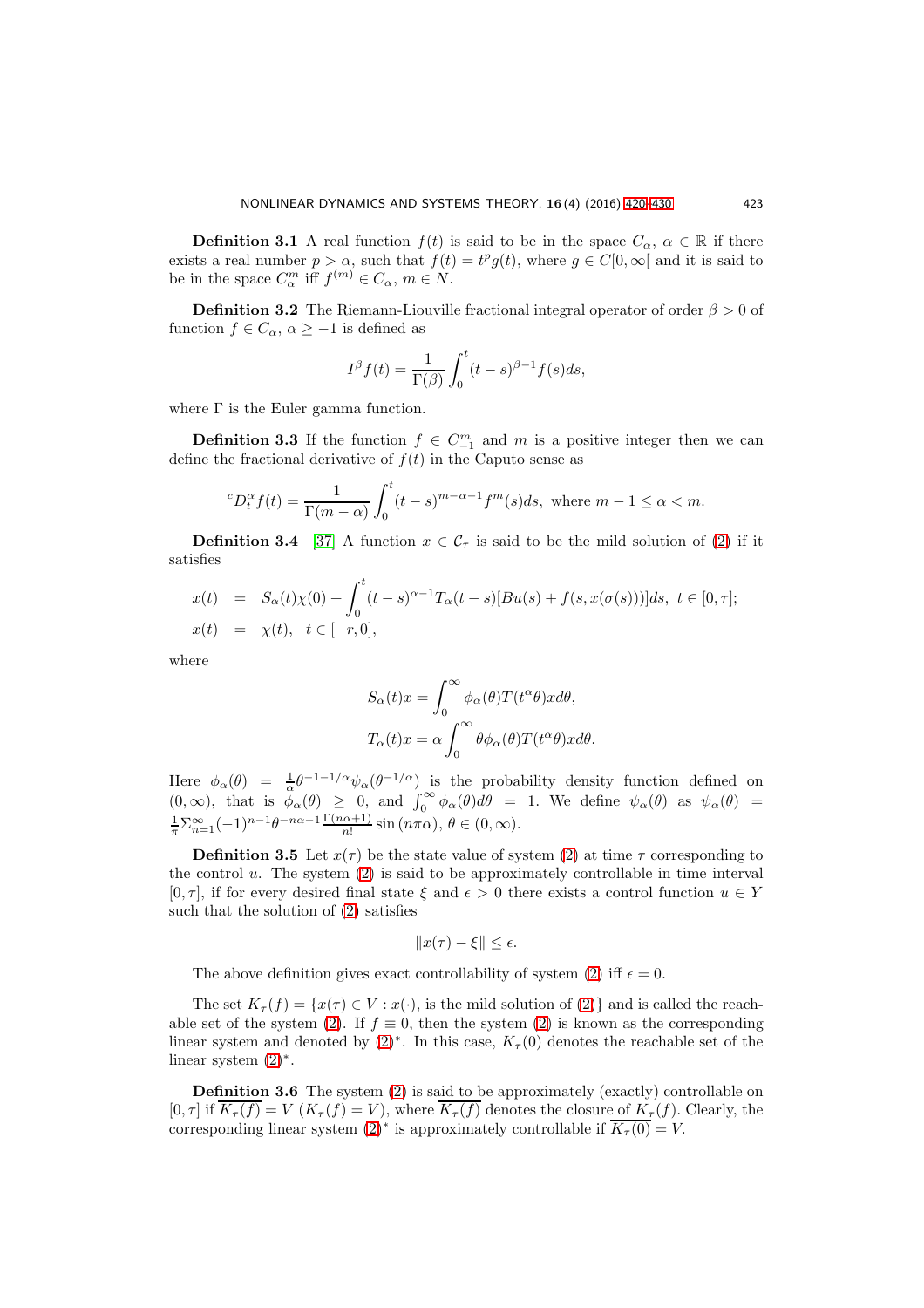**Definition 3.1** A real function $f(t)$ is said to be in the space $C_\alpha$, $\alpha \in \mathbb{R}$ if there exists a real number $p > \alpha$, such that $f(t) = t^p g(t)$, where $g \in C[0, \infty[$ and it is said to be in the space $C_\alpha^m$ iff $f^{(m)} \in C_\alpha$, $m \in N$.

**Definition 3.2** The Riemann-Liouville fractional integral operator of order $\beta > 0$ of function $f \in C_\alpha$, $\alpha \geq -1$ is defined as

$$I^\beta f(t) = \frac{1}{\Gamma(\beta)} \int_0^t (t-s)^{\beta-1} f(s) ds,$$

where $\Gamma$ is the Euler gamma function.

**Definition 3.3** If the function $f \in C_{-1}^m$ and $m$ is a positive integer then we can define the fractional derivative of $f(t)$ in the Caputo sense as

$${}^cD_t^\alpha f(t) = \frac{1}{\Gamma(m-\alpha)} \int_0^t (t-s)^{m-\alpha-1} f^m(s) ds, \text{ where } m-1 \leq \alpha < m.$$

**Definition 3.4** [37] A function $x \in \mathcal{C}_\tau$ is said to be the mild solution of (2) if it satisfies

$$\begin{aligned}
x(t) &= S_\alpha(t)\chi(0) + \int_0^t (t-s)^{\alpha-1} T_\alpha(t-s)[Bu(s) + f(s, x(\sigma(s)))] ds, \ t \in [0, \tau]; \\
x(t) &= \chi(t), \ \ t \in [-r, 0],
\end{aligned}$$

where

$$S_\alpha(t)x = \int_0^\infty \phi_\alpha(\theta) T(t^\alpha \theta) x d\theta,$$

$$T_\alpha(t)x = \alpha \int_0^\infty \theta \phi_\alpha(\theta) T(t^\alpha \theta) x d\theta.$$

Here $\phi_\alpha(\theta) = \frac{1}{\alpha}\theta^{-1-1/\alpha}\psi_\alpha(\theta^{-1/\alpha})$ is the probability density function defined on $(0, \infty)$, that is $\phi_\alpha(\theta) \geq 0$, and $\int_0^\infty \phi_\alpha(\theta) d\theta = 1$. We define $\psi_\alpha(\theta)$ as $\psi_\alpha(\theta) = \frac{1}{\pi}\Sigma_{n=1}^\infty (-1)^{n-1}\theta^{-n\alpha-1}\frac{\Gamma(n\alpha+1)}{n!}\sin(n\pi\alpha)$, $\theta \in (0, \infty)$.

**Definition 3.5** Let $x(\tau)$ be the state value of system (2) at time $\tau$ corresponding to the control $u$. The system (2) is said to be approximately controllable in time interval $[0, \tau]$, if for every desired final state $\xi$ and $\epsilon > 0$ there exists a control function $u \in Y$ such that the solution of (2) satisfies

$$\|x(\tau) - \xi\| \leq \epsilon.$$

The above definition gives exact controllability of system (2) iff $\epsilon = 0$.

The set $K_\tau(f) = \{x(\tau) \in V : x(\cdot)$, is the mild solution of (2)$\}$ and is called the reachable set of the system (2). If $f \equiv 0$, then the system (2) is known as the corresponding linear system and denoted by (2)$^*$. In this case, $K_\tau(0)$ denotes the reachable set of the linear system (2)$^*$.

**Definition 3.6** The system (2) is said to be approximately (exactly) controllable on $[0, \tau]$ if $\overline{K_\tau(f)} = V$ ($K_\tau(f) = V$), where $\overline{K_\tau(f)}$ denotes the closure of $K_\tau(f)$. Clearly, the corresponding linear system (2)$^*$ is approximately controllable if $\overline{K_\tau(0)} = V$.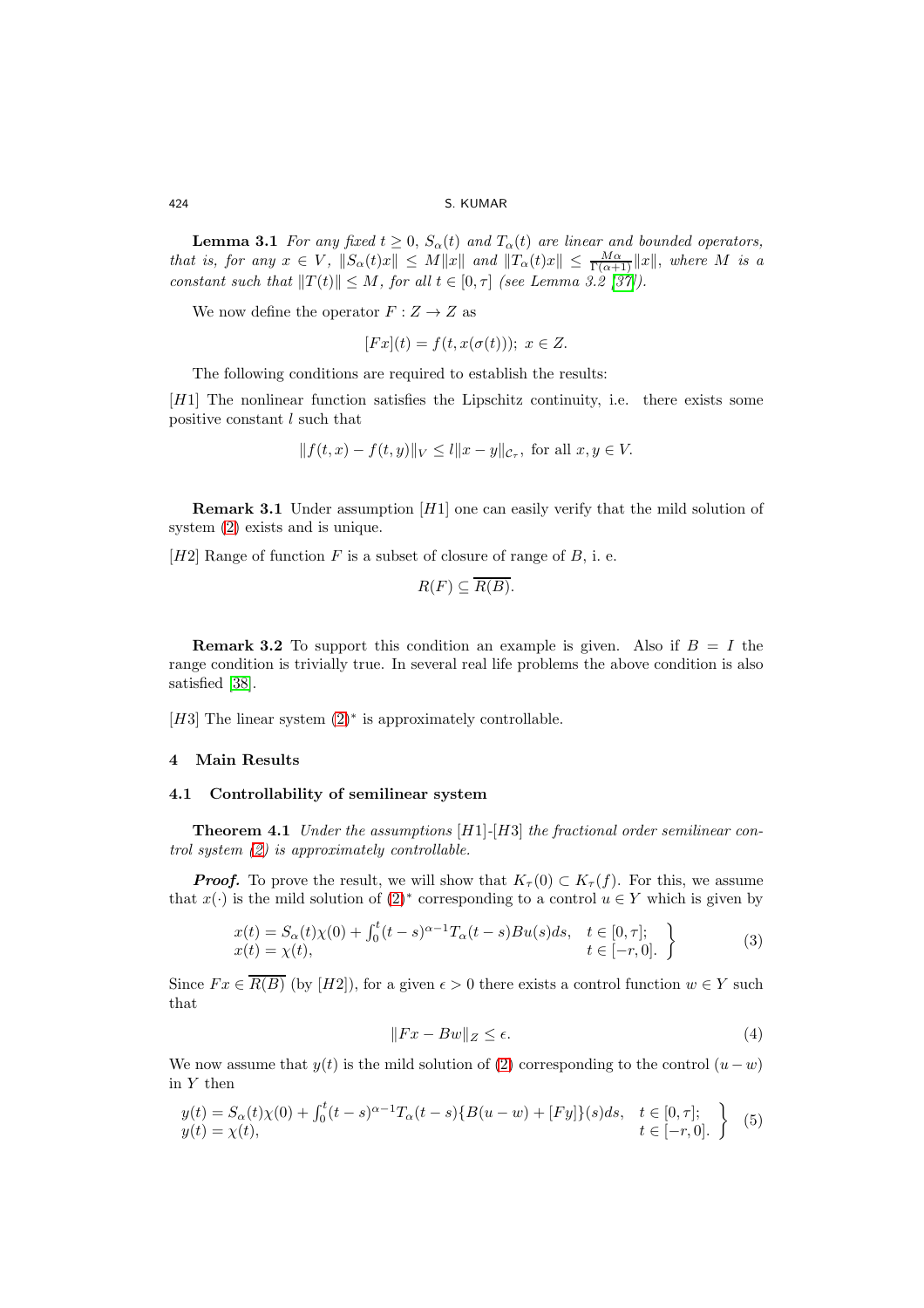**Lemma 3.1** *For any fixed $t \geq 0$, $S_\alpha(t)$ and $T_\alpha(t)$ are linear and bounded operators, that is, for any $x \in V$, $\|S_\alpha(t)x\| \leq M\|x\|$ and $\|T_\alpha(t)x\| \leq \frac{M\alpha}{\Gamma(\alpha+1)}\|x\|$, where $M$ is a constant such that $\|T(t)\| \leq M$, for all $t \in [0, \tau]$ (see Lemma 3.2 [37]).*

We now define the operator $F : Z \to Z$ as

$$[Fx](t) = f(t, x(\sigma(t))); \; x \in Z.$$

The following conditions are required to establish the results:

$[H1]$ The nonlinear function satisfies the Lipschitz continuity, i.e. there exists some positive constant $l$ such that

$$\|f(t,x) - f(t,y)\|_V \leq l\|x - y\|_{\mathcal{C}_\tau}, \text{ for all } x, y \in V.$$

**Remark 3.1** Under assumption $[H1]$ one can easily verify that the mild solution of system (2) exists and is unique.

$[H2]$ Range of function $F$ is a subset of closure of range of $B$, i. e.

$$R(F) \subseteq \overline{R(B)}.$$

**Remark 3.2** To support this condition an example is given. Also if $B = I$ the range condition is trivially true. In several real life problems the above condition is also satisfied [38].

$[H3]$ The linear system $(2)^*$ is approximately controllable.

## 4 Main Results

### 4.1 Controllability of semilinear system

**Theorem 4.1** *Under the assumptions $[H1]$-$[H3]$ the fractional order semilinear control system (2) is approximately controllable.*

***Proof.*** To prove the result, we will show that $K_\tau(0) \subset K_\tau(f)$. For this, we assume that $x(\cdot)$ is the mild solution of $(2)^*$ corresponding to a control $u \in Y$ which is given by

$$\left.\begin{array}{ll} x(t) = S_\alpha(t)\chi(0) + \int_0^t (t-s)^{\alpha-1} T_\alpha(t-s) Bu(s) ds, & t \in [0, \tau]; \\ x(t) = \chi(t), & t \in [-r, 0]. \end{array}\right\} \tag{3}$$

Since $Fx \in \overline{R(B)}$ (by $[H2]$), for a given $\epsilon > 0$ there exists a control function $w \in Y$ such that

$$\|Fx - Bw\|_Z \leq \epsilon. \tag{4}$$

We now assume that $y(t)$ is the mild solution of (2) corresponding to the control $(u - w)$ in $Y$ then

$$\left.\begin{array}{ll} y(t) = S_\alpha(t)\chi(0) + \int_0^t (t-s)^{\alpha-1} T_\alpha(t-s)\{B(u-w) + [Fy]\}(s) ds, & t \in [0, \tau]; \\ y(t) = \chi(t), & t \in [-r, 0]. \end{array}\right\} \tag{5}$$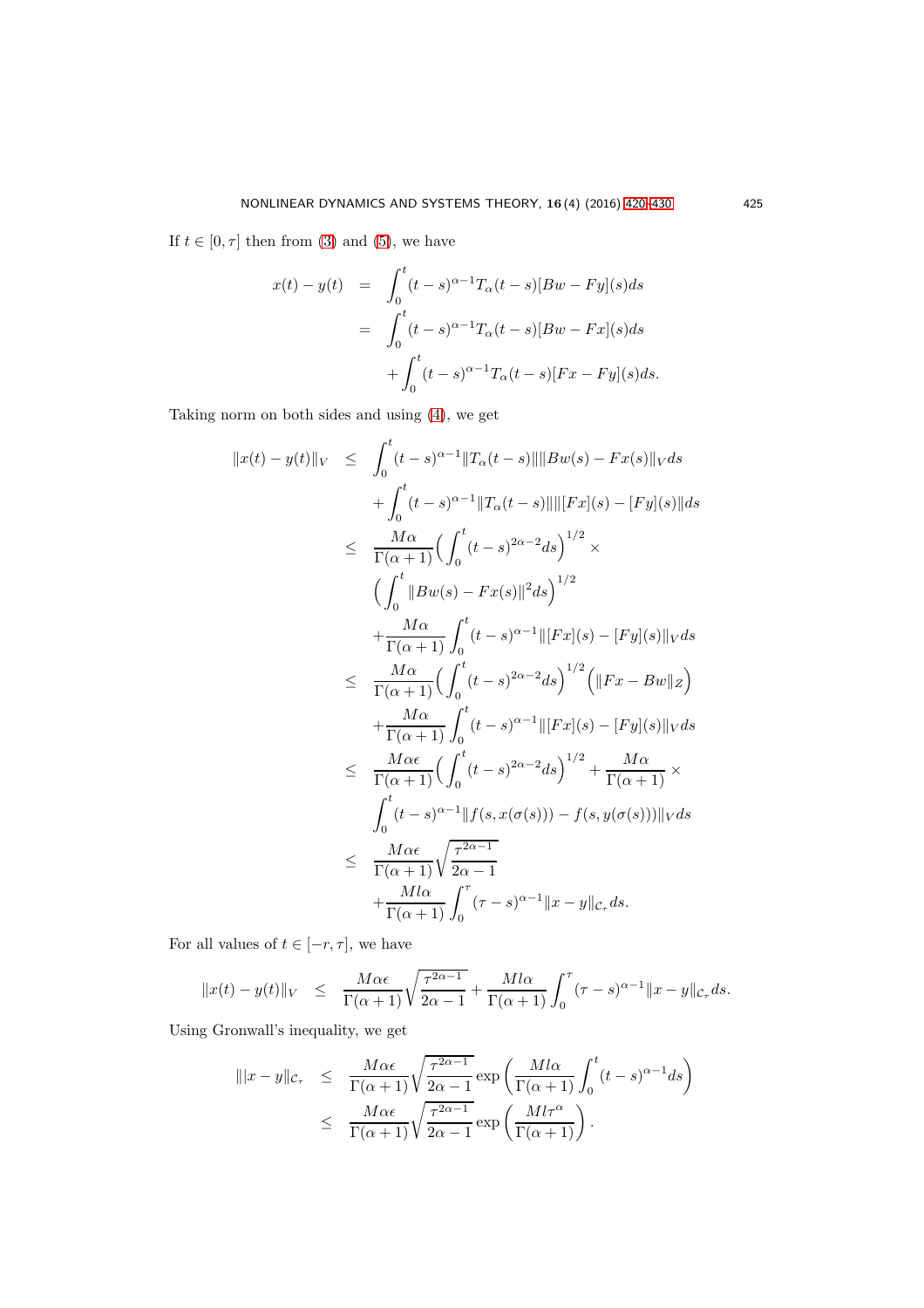If $t \in [0, \tau]$ then from (3) and (5), we have

$$
\begin{aligned}
x(t) - y(t) &= \int_0^t (t-s)^{\alpha-1} T_\alpha(t-s)[Bw - Fy](s)ds \\
&= \int_0^t (t-s)^{\alpha-1} T_\alpha(t-s)[Bw - Fx](s)ds \\
&\quad + \int_0^t (t-s)^{\alpha-1} T_\alpha(t-s)[Fx - Fy](s)ds.
\end{aligned}
$$

Taking norm on both sides and using (4), we get

$$
\begin{aligned}
\|x(t) - y(t)\|_V &\leq \int_0^t (t-s)^{\alpha-1} \|T_\alpha(t-s)\| \|\|Bw(s) - Fx(s)\|_V ds \\
&\quad + \int_0^t (t-s)^{\alpha-1} \|T_\alpha(t-s)\| \|\|[Fx](s) - [Fy](s)\| ds \\
&\leq \frac{M\alpha}{\Gamma(\alpha+1)} \Big( \int_0^t (t-s)^{2\alpha-2} ds \Big)^{1/2} \times \\
&\quad \Big( \int_0^t \|Bw(s) - Fx(s)\|^2 ds \Big)^{1/2} \\
&\quad + \frac{M\alpha}{\Gamma(\alpha+1)} \int_0^t (t-s)^{\alpha-1} \|[Fx](s) - [Fy](s)\|_V ds \\
&\leq \frac{M\alpha}{\Gamma(\alpha+1)} \Big( \int_0^t (t-s)^{2\alpha-2} ds \Big)^{1/2} \Big( \|Fx - Bw\|_Z \Big) \\
&\quad + \frac{M\alpha}{\Gamma(\alpha+1)} \int_0^t (t-s)^{\alpha-1} \|[Fx](s) - [Fy](s)\|_V ds \\
&\leq \frac{M\alpha\epsilon}{\Gamma(\alpha+1)} \Big( \int_0^t (t-s)^{2\alpha-2} ds \Big)^{1/2} + \frac{M\alpha}{\Gamma(\alpha+1)} \times \\
&\quad \int_0^t (t-s)^{\alpha-1} \|f(s, x(\sigma(s))) - f(s, y(\sigma(s)))\|_V ds \\
&\leq \frac{M\alpha\epsilon}{\Gamma(\alpha+1)} \sqrt{\frac{\tau^{2\alpha-1}}{2\alpha-1}} \\
&\quad + \frac{Ml\alpha}{\Gamma(\alpha+1)} \int_0^\tau (\tau-s)^{\alpha-1} \|x - y\|_{\mathcal{C}_\tau} ds.
\end{aligned}
$$

For all values of $t \in [-r, \tau]$, we have

$$
\|x(t) - y(t)\|_V \leq \frac{M\alpha\epsilon}{\Gamma(\alpha+1)} \sqrt{\frac{\tau^{2\alpha-1}}{2\alpha-1}} + \frac{Ml\alpha}{\Gamma(\alpha+1)} \int_0^\tau (\tau-s)^{\alpha-1} \|x - y\|_{\mathcal{C}_\tau} ds.
$$

Using Gronwall's inequality, we get

$$
\begin{aligned}
\||x - y\|_{\mathcal{C}_\tau} &\leq \frac{M\alpha\epsilon}{\Gamma(\alpha+1)} \sqrt{\frac{\tau^{2\alpha-1}}{2\alpha-1}} \exp\left( \frac{Ml\alpha}{\Gamma(\alpha+1)} \int_0^t (t-s)^{\alpha-1} ds \right) \\
&\leq \frac{M\alpha\epsilon}{\Gamma(\alpha+1)} \sqrt{\frac{\tau^{2\alpha-1}}{2\alpha-1}} \exp\left( \frac{Ml\tau^\alpha}{\Gamma(\alpha+1)} \right).
\end{aligned}
$$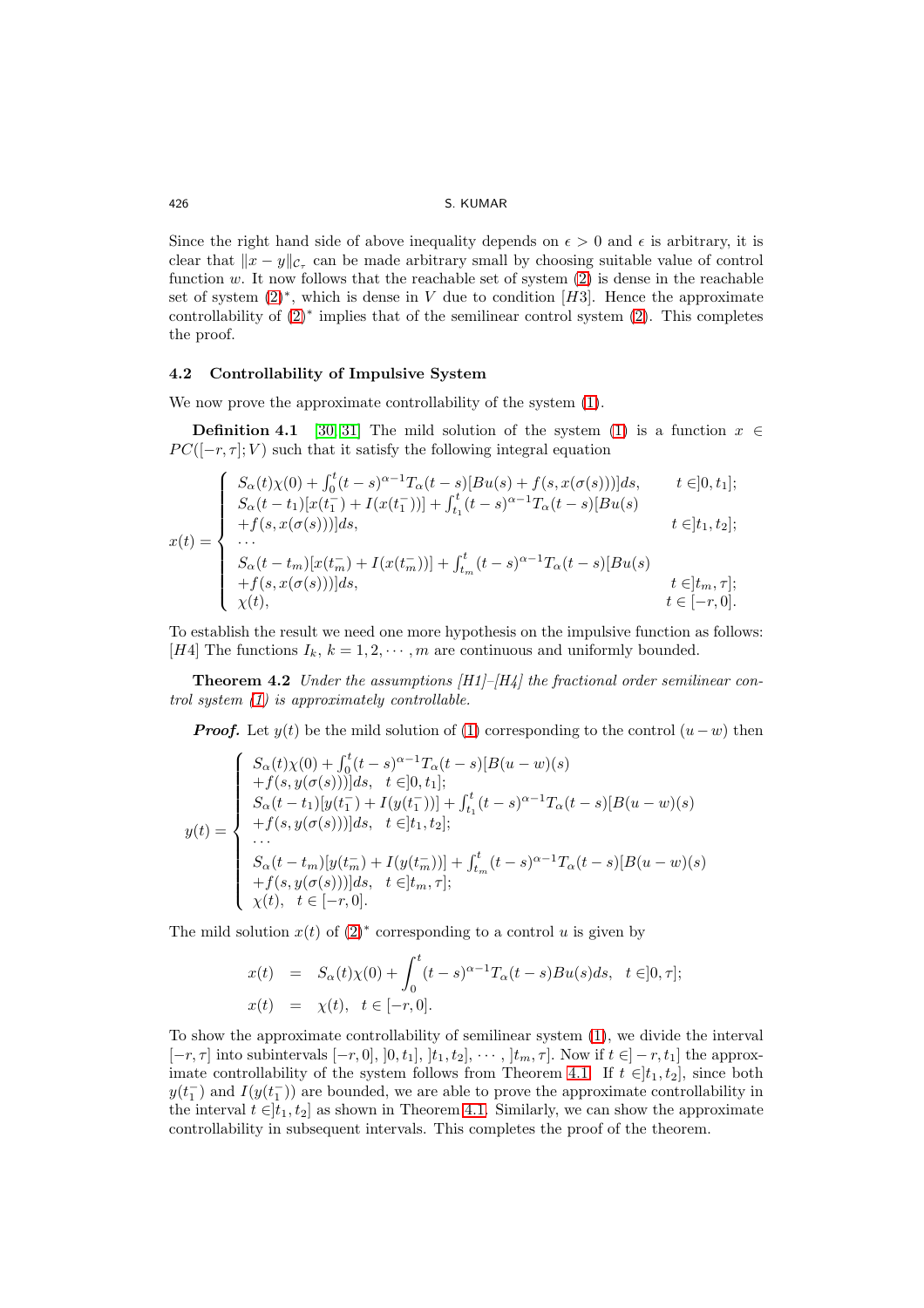Since the right hand side of above inequality depends on $\epsilon > 0$ and $\epsilon$ is arbitrary, it is clear that $\|x - y\|_{\mathcal{C}_\tau}$ can be made arbitrary small by choosing suitable value of control function $w$. It now follows that the reachable set of system (2) is dense in the reachable set of system $(2)^*$, which is dense in $V$ due to condition [$H3$]. Hence the approximate controllability of $(2)^*$ implies that of the semilinear control system (2). This completes the proof.

### 4.2 Controllability of Impulsive System

We now prove the approximate controllability of the system (1).

**Definition 4.1** [30, 31] The mild solution of the system (1) is a function $x \in PC([-r, \tau]; V)$ such that it satisfy the following integral equation

$$
x(t) = \begin{cases}
S_\alpha(t)\chi(0) + \int_0^t (t-s)^{\alpha-1} T_\alpha(t-s)[Bu(s) + f(s, x(\sigma(s)))]ds, & t \in ]0, t_1]; \\
S_\alpha(t-t_1)[x(t_1^-) + I(x(t_1^-))] + \int_{t_1}^t (t-s)^{\alpha-1} T_\alpha(t-s)[Bu(s) & \\
+f(s, x(\sigma(s)))]ds, & t \in ]t_1, t_2]; \\
\cdots & \\
S_\alpha(t-t_m)[x(t_m^-) + I(x(t_m^-))] + \int_{t_m}^t (t-s)^{\alpha-1} T_\alpha(t-s)[Bu(s) & \\
+f(s, x(\sigma(s)))]ds, & t \in ]t_m, \tau]; \\
\chi(t), & t \in [-r, 0].
\end{cases}
$$

To establish the result we need one more hypothesis on the impulsive function as follows: [$H4$] The functions $I_k$, $k = 1, 2, \cdots, m$ are continuous and uniformly bounded.

**Theorem 4.2** *Under the assumptions [H1]–[H4] the fractional order semilinear control system (1) is approximately controllable.*

***Proof.*** Let $y(t)$ be the mild solution of (1) corresponding to the control $(u - w)$ then

$$
y(t) = \begin{cases}
S_\alpha(t)\chi(0) + \int_0^t (t-s)^{\alpha-1} T_\alpha(t-s)[B(u-w)(s) \\
+f(s, y(\sigma(s)))]ds, \quad t \in ]0, t_1]; \\
S_\alpha(t-t_1)[y(t_1^-) + I(y(t_1^-))] + \int_{t_1}^t (t-s)^{\alpha-1} T_\alpha(t-s)[B(u-w)(s) \\
+f(s, y(\sigma(s)))]ds, \quad t \in ]t_1, t_2]; \\
\cdots \\
S_\alpha(t-t_m)[y(t_m^-) + I(y(t_m^-))] + \int_{t_m}^t (t-s)^{\alpha-1} T_\alpha(t-s)[B(u-w)(s) \\
+f(s, y(\sigma(s)))]ds, \quad t \in ]t_m, \tau]; \\
\chi(t), \quad t \in [-r, 0].
\end{cases}
$$

The mild solution $x(t)$ of $(2)^*$ corresponding to a control $u$ is given by

$$
\begin{aligned}
x(t) &= S_\alpha(t)\chi(0) + \int_0^t (t-s)^{\alpha-1} T_\alpha(t-s)Bu(s)ds, \quad t \in ]0, \tau]; \\
x(t) &= \chi(t), \quad t \in [-r, 0].
\end{aligned}
$$

To show the approximate controllability of semilinear system (1), we divide the interval $[-r, \tau]$ into subintervals $[-r, 0]$, $]0, t_1]$, $]t_1, t_2]$, $\cdots$, $]t_m, \tau]$. Now if $t \in ]-r, t_1]$ the approximate controllability of the system follows from Theorem 4.1. If $t \in ]t_1, t_2]$, since both $y(t_1^-)$ and $I(y(t_1^-))$ are bounded, we are able to prove the approximate controllability in the interval $t \in ]t_1, t_2]$ as shown in Theorem 4.1. Similarly, we can show the approximate controllability in subsequent intervals. This completes the proof of the theorem.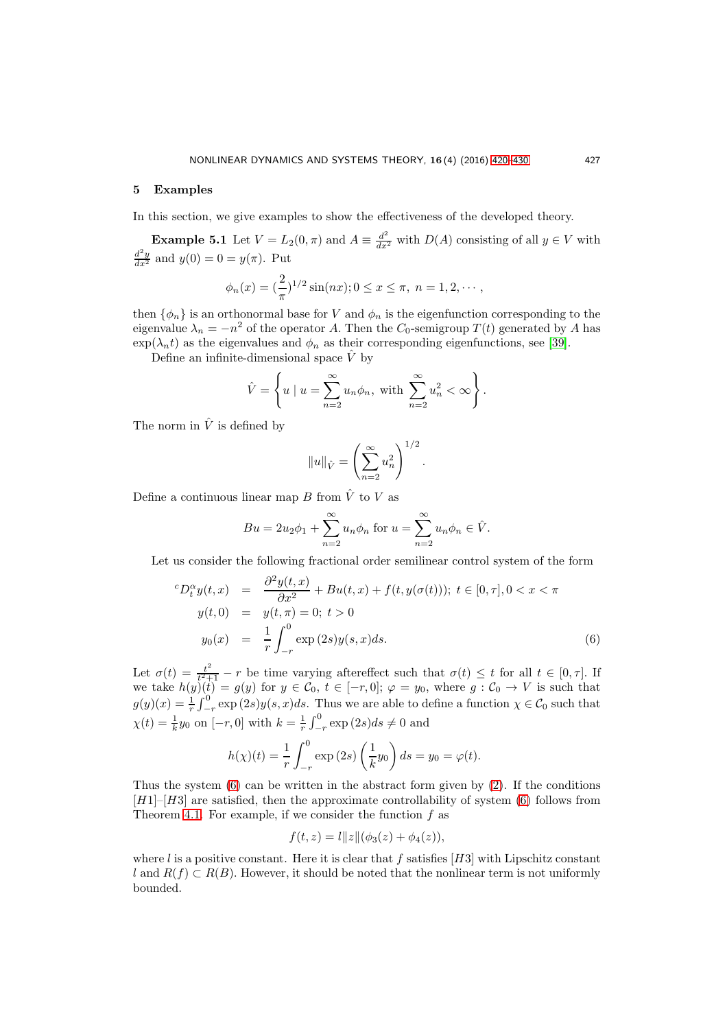## 5 Examples

In this section, we give examples to show the effectiveness of the developed theory.

**Example 5.1** Let $V = L_2(0,\pi)$ and $A \equiv \frac{d^2}{dx^2}$ with $D(A)$ consisting of all $y \in V$ with $\frac{d^2y}{dx^2}$ and $y(0) = 0 = y(\pi)$. Put

$$\phi_n(x) = (\frac{2}{\pi})^{1/2}\sin(nx); 0 \leq x \leq \pi,\ n = 1, 2, \cdots,$$

then $\{\phi_n\}$ is an orthonormal base for $V$ and $\phi_n$ is the eigenfunction corresponding to the eigenvalue $\lambda_n = -n^2$ of the operator $A$. Then the $C_0$-semigroup $T(t)$ generated by $A$ has $\exp(\lambda_n t)$ as the eigenvalues and $\phi_n$ as their corresponding eigenfunctions, see [39].

Define an infinite-dimensional space $\hat{V}$ by

$$\hat{V} = \left\{ u \mid u = \sum_{n=2}^{\infty} u_n \phi_n, \text{ with } \sum_{n=2}^{\infty} u_n^2 < \infty \right\}.$$

The norm in $\hat{V}$ is defined by

$$\|u\|_{\hat{V}} = \left( \sum_{n=2}^{\infty} u_n^2 \right)^{1/2}.$$

Define a continuous linear map $B$ from $\hat{V}$ to $V$ as

$$Bu = 2u_2\phi_1 + \sum_{n=2}^{\infty} u_n \phi_n \text{ for } u = \sum_{n=2}^{\infty} u_n \phi_n \in \hat{V}.$$

Let us consider the following fractional order semilinear control system of the form

$$\begin{aligned}
{}^cD_t^{\alpha} y(t,x) &= \frac{\partial^2 y(t,x)}{\partial x^2} + Bu(t,x) + f(t, y(\sigma(t)));\ t \in [0,\tau], 0 < x < \pi \\
y(t,0) &= y(t,\pi) = 0;\ t > 0 \\
y_0(x) &= \frac{1}{r}\int_{-r}^{0} \exp(2s) y(s,x) ds.
\end{aligned} \tag{6}$$

Let $\sigma(t) = \frac{t^2}{t^2+1} - r$ be time varying aftereffect such that $\sigma(t) \leq t$ for all $t \in [0,\tau]$. If we take $h(y)(t) = g(y)$ for $y \in \mathcal{C}_0$, $t \in [-r, 0]$; $\varphi = y_0$, where $g : \mathcal{C}_0 \to V$ is such that $g(y)(x) = \frac{1}{r}\int_{-r}^{0} \exp(2s) y(s,x) ds$. Thus we are able to define a function $\chi \in \mathcal{C}_0$ such that $\chi(t) = \frac{1}{k} y_0$ on $[-r, 0]$ with $k = \frac{1}{r}\int_{-r}^{0} \exp(2s) ds \neq 0$ and

$$h(\chi)(t) = \frac{1}{r}\int_{-r}^{0} \exp(2s) \left( \frac{1}{k} y_0 \right) ds = y_0 = \varphi(t).$$

Thus the system (6) can be written in the abstract form given by (2). If the conditions $[H1]$–$[H3]$ are satisfied, then the approximate controllability of system (6) follows from Theorem 4.1. For example, if we consider the function $f$ as

$$f(t,z) = l\|z\|(\phi_3(z) + \phi_4(z)),$$

where $l$ is a positive constant. Here it is clear that $f$ satisfies $[H3]$ with Lipschitz constant $l$ and $R(f) \subset R(B)$. However, it should be noted that the nonlinear term is not uniformly bounded.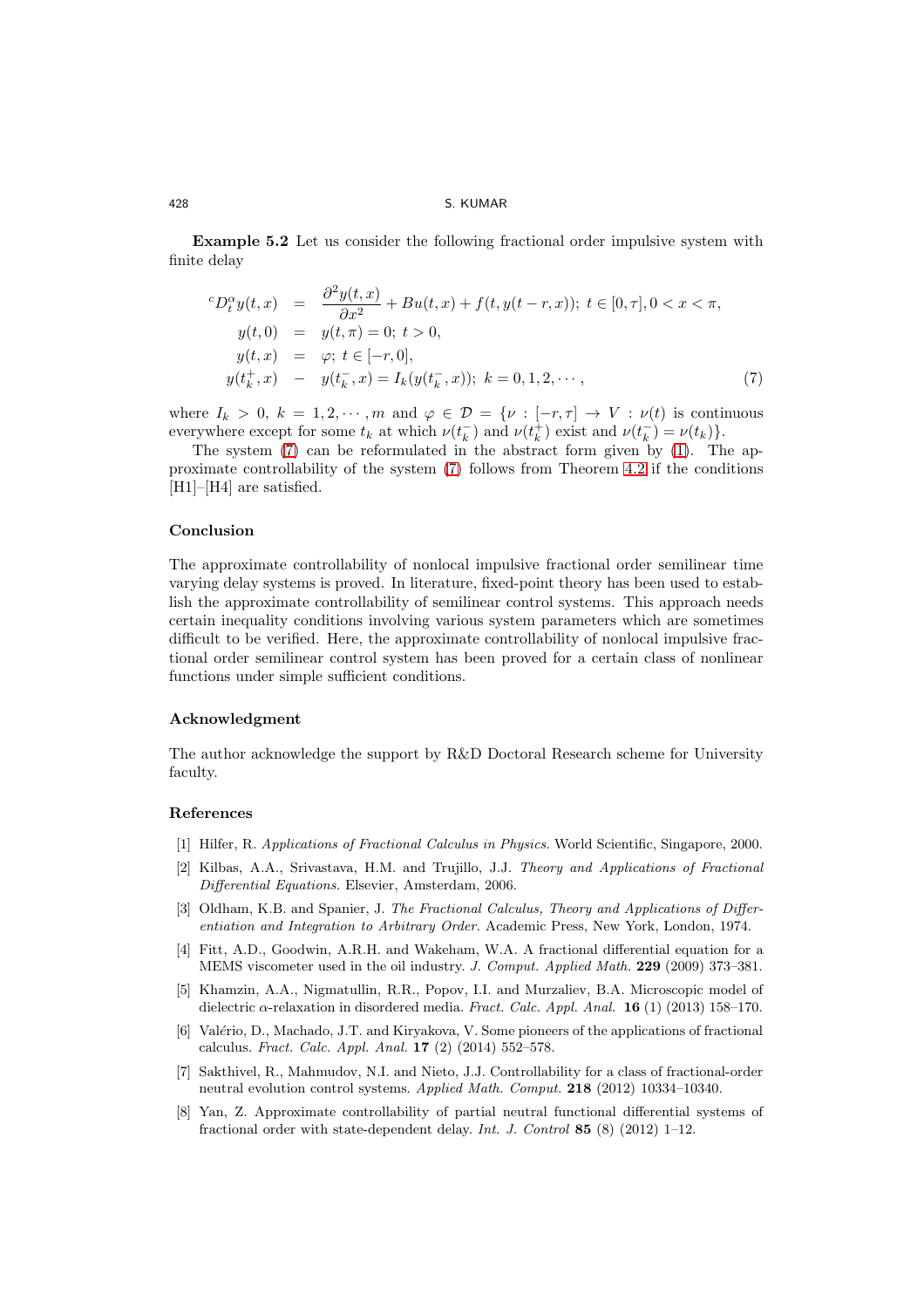**Example 5.2** Let us consider the following fractional order impulsive system with finite delay

$$
\begin{aligned}
{}^cD_t^{\alpha} y(t,x) &= \frac{\partial^2 y(t,x)}{\partial x^2} + Bu(t,x) + f(t, y(t-r,x));\ t \in [0,\tau], 0 < x < \pi, \\
y(t,0) &= y(t,\pi) = 0;\ t > 0, \\
y(t,x) &= \varphi;\ t \in [-r,0], \\
y(t_k^+,x) &- y(t_k^-,x) = I_k(y(t_k^-,x));\ k = 0,1,2,\cdots,
\end{aligned} \tag{7}
$$

where $I_k > 0,\ k = 1,2,\cdots,m$ and $\varphi \in \mathcal{D} = \{\nu : [-r,\tau] \to V : \nu(t)$ is continuous everywhere except for some $t_k$ at which $\nu(t_k^-)$ and $\nu(t_k^+)$ exist and $\nu(t_k^-) = \nu(t_k)\}$.

The system (7) can be reformulated in the abstract form given by (1). The approximate controllability of the system (7) follows from Theorem 4.2 if the conditions [H1]–[H4] are satisfied.

## Conclusion

The approximate controllability of nonlocal impulsive fractional order semilinear time varying delay systems is proved. In literature, fixed-point theory has been used to establish the approximate controllability of semilinear control systems. This approach needs certain inequality conditions involving various system parameters which are sometimes difficult to be verified. Here, the approximate controllability of nonlocal impulsive fractional order semilinear control system has been proved for a certain class of nonlinear functions under simple sufficient conditions.

## Acknowledgment

The author acknowledge the support by R&D Doctoral Research scheme for University faculty.

## References

[1] Hilfer, R. *Applications of Fractional Calculus in Physics.* World Scientific, Singapore, 2000.

[2] Kilbas, A.A., Srivastava, H.M. and Trujillo, J.J. *Theory and Applications of Fractional Differential Equations.* Elsevier, Amsterdam, 2006.

[3] Oldham, K.B. and Spanier, J. *The Fractional Calculus, Theory and Applications of Differentiation and Integration to Arbitrary Order.* Academic Press, New York, London, 1974.

[4] Fitt, A.D., Goodwin, A.R.H. and Wakeham, W.A. A fractional differential equation for a MEMS viscometer used in the oil industry. *J. Comput. Applied Math.* **229** (2009) 373–381.

[5] Khamzin, A.A., Nigmatullin, R.R., Popov, I.I. and Murzaliev, B.A. Microscopic model of dielectric $\alpha$-relaxation in disordered media. *Fract. Calc. Appl. Anal.* **16** (1) (2013) 158–170.

[6] Valério, D., Machado, J.T. and Kiryakova, V. Some pioneers of the applications of fractional calculus. *Fract. Calc. Appl. Anal.* **17** (2) (2014) 552–578.

[7] Sakthivel, R., Mahmudov, N.I. and Nieto, J.J. Controllability for a class of fractional-order neutral evolution control systems. *Applied Math. Comput.* **218** (2012) 10334–10340.

[8] Yan, Z. Approximate controllability of partial neutral functional differential systems of fractional order with state-dependent delay. *Int. J. Control* **85** (8) (2012) 1–12.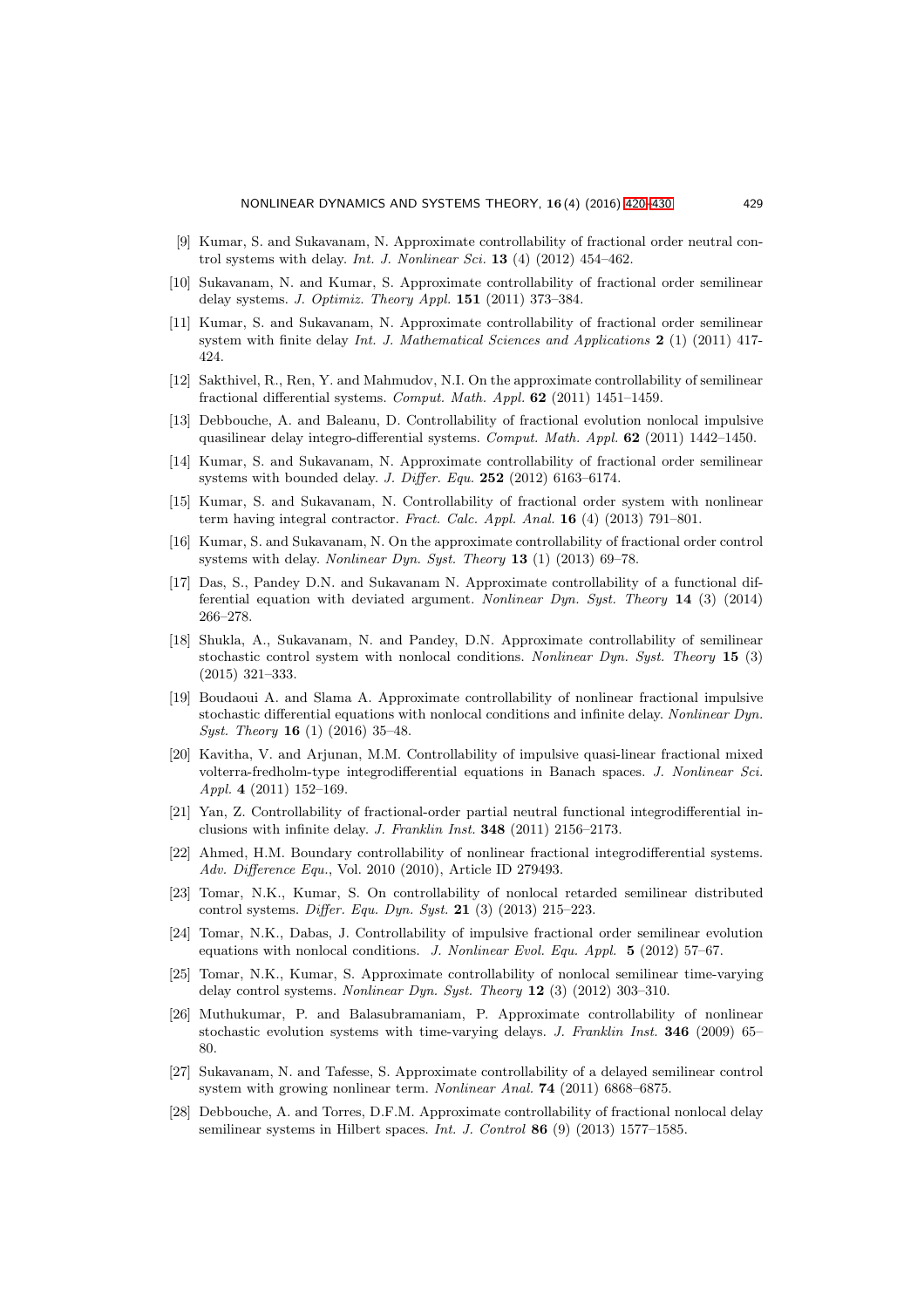[9] Kumar, S. and Sukavanam, N. Approximate controllability of fractional order neutral control systems with delay. *Int. J. Nonlinear Sci.* **13** (4) (2012) 454–462.

[10] Sukavanam, N. and Kumar, S. Approximate controllability of fractional order semilinear delay systems. *J. Optimiz. Theory Appl.* **151** (2011) 373–384.

[11] Kumar, S. and Sukavanam, N. Approximate controllability of fractional order semilinear system with finite delay *Int. J. Mathematical Sciences and Applications* **2** (1) (2011) 417-424.

[12] Sakthivel, R., Ren, Y. and Mahmudov, N.I. On the approximate controllability of semilinear fractional differential systems. *Comput. Math. Appl.* **62** (2011) 1451–1459.

[13] Debbouche, A. and Baleanu, D. Controllability of fractional evolution nonlocal impulsive quasilinear delay integro-differential systems. *Comput. Math. Appl.* **62** (2011) 1442–1450.

[14] Kumar, S. and Sukavanam, N. Approximate controllability of fractional order semilinear systems with bounded delay. *J. Differ. Equ.* **252** (2012) 6163–6174.

[15] Kumar, S. and Sukavanam, N. Controllability of fractional order system with nonlinear term having integral contractor. *Fract. Calc. Appl. Anal.* **16** (4) (2013) 791–801.

[16] Kumar, S. and Sukavanam, N. On the approximate controllability of fractional order control systems with delay. *Nonlinear Dyn. Syst. Theory* **13** (1) (2013) 69–78.

[17] Das, S., Pandey D.N. and Sukavanam N. Approximate controllability of a functional differential equation with deviated argument. *Nonlinear Dyn. Syst. Theory* **14** (3) (2014) 266–278.

[18] Shukla, A., Sukavanam, N. and Pandey, D.N. Approximate controllability of semilinear stochastic control system with nonlocal conditions. *Nonlinear Dyn. Syst. Theory* **15** (3) (2015) 321–333.

[19] Boudaoui A. and Slama A. Approximate controllability of nonlinear fractional impulsive stochastic differential equations with nonlocal conditions and infinite delay. *Nonlinear Dyn. Syst. Theory* **16** (1) (2016) 35–48.

[20] Kavitha, V. and Arjunan, M.M. Controllability of impulsive quasi-linear fractional mixed volterra-fredholm-type integrodifferential equations in Banach spaces. *J. Nonlinear Sci. Appl.* **4** (2011) 152–169.

[21] Yan, Z. Controllability of fractional-order partial neutral functional integrodifferential inclusions with infinite delay. *J. Franklin Inst.* **348** (2011) 2156–2173.

[22] Ahmed, H.M. Boundary controllability of nonlinear fractional integrodifferential systems. *Adv. Difference Equ.*, Vol. 2010 (2010), Article ID 279493.

[23] Tomar, N.K., Kumar, S. On controllability of nonlocal retarded semilinear distributed control systems. *Differ. Equ. Dyn. Syst.* **21** (3) (2013) 215–223.

[24] Tomar, N.K., Dabas, J. Controllability of impulsive fractional order semilinear evolution equations with nonlocal conditions. *J. Nonlinear Evol. Equ. Appl.* **5** (2012) 57–67.

[25] Tomar, N.K., Kumar, S. Approximate controllability of nonlocal semilinear time-varying delay control systems. *Nonlinear Dyn. Syst. Theory* **12** (3) (2012) 303–310.

[26] Muthukumar, P. and Balasubramaniam, P. Approximate controllability of nonlinear stochastic evolution systems with time-varying delays. *J. Franklin Inst.* **346** (2009) 65–80.

[27] Sukavanam, N. and Tafesse, S. Approximate controllability of a delayed semilinear control system with growing nonlinear term. *Nonlinear Anal.* **74** (2011) 6868–6875.

[28] Debbouche, A. and Torres, D.F.M. Approximate controllability of fractional nonlocal delay semilinear systems in Hilbert spaces. *Int. J. Control* **86** (9) (2013) 1577–1585.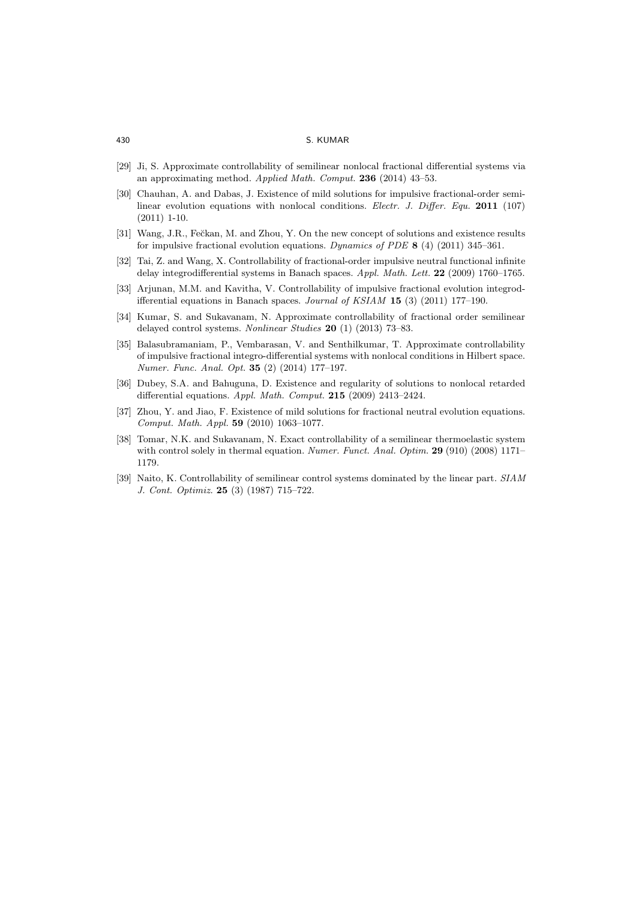[29] Ji, S. Approximate controllability of semilinear nonlocal fractional differential systems via an approximating method. *Applied Math. Comput.* **236** (2014) 43–53.

[30] Chauhan, A. and Dabas, J. Existence of mild solutions for impulsive fractional-order semilinear evolution equations with nonlocal conditions. *Electr. J. Differ. Equ.* **2011** (107) (2011) 1-10.

[31] Wang, J.R., Fečkan, M. and Zhou, Y. On the new concept of solutions and existence results for impulsive fractional evolution equations. *Dynamics of PDE* **8** (4) (2011) 345–361.

[32] Tai, Z. and Wang, X. Controllability of fractional-order impulsive neutral functional infinite delay integrodifferential systems in Banach spaces. *Appl. Math. Lett.* **22** (2009) 1760–1765.

[33] Arjunan, M.M. and Kavitha, V. Controllability of impulsive fractional evolution integrodifferential equations in Banach spaces. *Journal of KSIAM* **15** (3) (2011) 177–190.

[34] Kumar, S. and Sukavanam, N. Approximate controllability of fractional order semilinear delayed control systems. *Nonlinear Studies* **20** (1) (2013) 73–83.

[35] Balasubramaniam, P., Vembarasan, V. and Senthilkumar, T. Approximate controllability of impulsive fractional integro-differential systems with nonlocal conditions in Hilbert space. *Numer. Func. Anal. Opt.* **35** (2) (2014) 177–197.

[36] Dubey, S.A. and Bahuguna, D. Existence and regularity of solutions to nonlocal retarded differential equations. *Appl. Math. Comput.* **215** (2009) 2413–2424.

[37] Zhou, Y. and Jiao, F. Existence of mild solutions for fractional neutral evolution equations. *Comput. Math. Appl.* **59** (2010) 1063–1077.

[38] Tomar, N.K. and Sukavanam, N. Exact controllability of a semilinear thermoelastic system with control solely in thermal equation. *Numer. Funct. Anal. Optim.* **29** (910) (2008) 1171–1179.

[39] Naito, K. Controllability of semilinear control systems dominated by the linear part. *SIAM J. Cont. Optimiz.* **25** (3) (1987) 715–722.